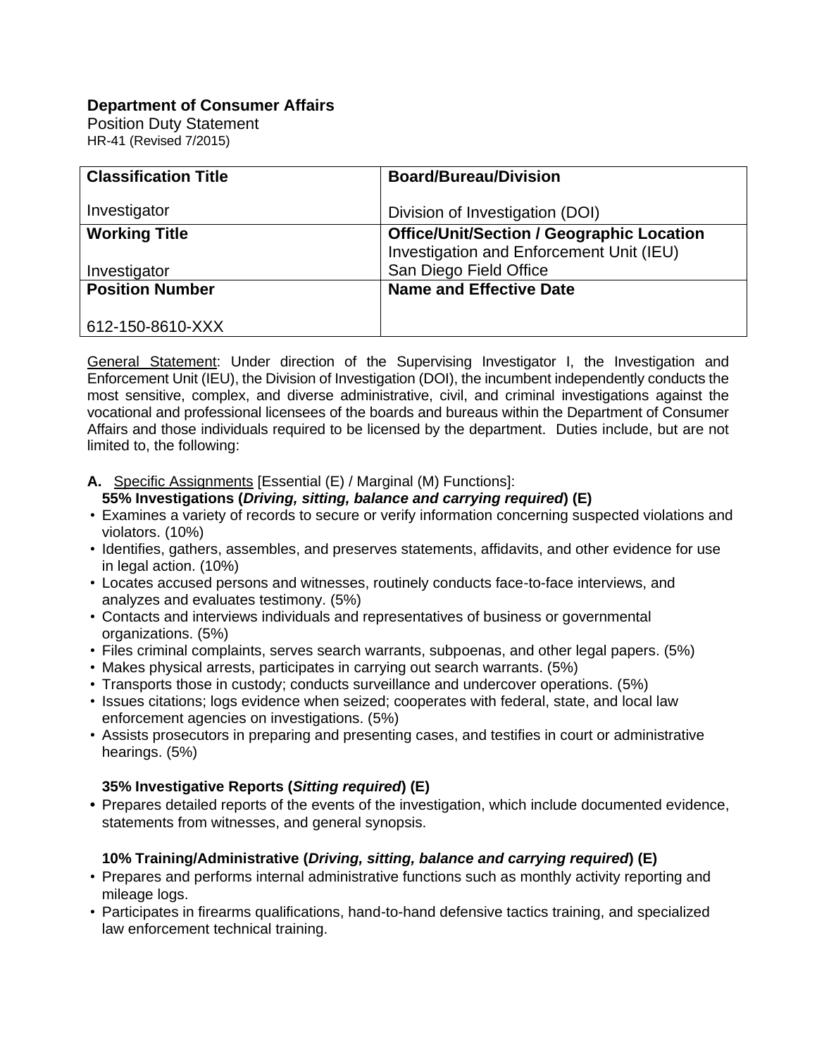**Department of Consumer Affairs**
Position Duty Statement
HR-41 (Revised 7/2015)

| **Classification Title**<br><br>Investigator | **Board/Bureau/Division**<br><br>Division of Investigation (DOI) |
|---|---|
| **Working Title**<br><br>Investigator | **Office/Unit/Section / Geographic Location**<br>Investigation and Enforcement Unit (IEU)<br>San Diego Field Office |
| **Position Number**<br><br>612-150-8610-XXX | **Name and Effective Date** |

General Statement: Under direction of the Supervising Investigator I, the Investigation and Enforcement Unit (IEU), the Division of Investigation (DOI), the incumbent independently conducts the most sensitive, complex, and diverse administrative, civil, and criminal investigations against the vocational and professional licensees of the boards and bureaus within the Department of Consumer Affairs and those individuals required to be licensed by the department. Duties include, but are not limited to, the following:

**A.** Specific Assignments [Essential (E) / Marginal (M) Functions]:

**55% Investigations (*Driving, sitting, balance and carrying required*) (E)**

- Examines a variety of records to secure or verify information concerning suspected violations and violators. (10%)
- Identifies, gathers, assembles, and preserves statements, affidavits, and other evidence for use in legal action. (10%)
- Locates accused persons and witnesses, routinely conducts face-to-face interviews, and analyzes and evaluates testimony. (5%)
- Contacts and interviews individuals and representatives of business or governmental organizations. (5%)
- Files criminal complaints, serves search warrants, subpoenas, and other legal papers. (5%)
- Makes physical arrests, participates in carrying out search warrants. (5%)
- Transports those in custody; conducts surveillance and undercover operations. (5%)
- Issues citations; logs evidence when seized; cooperates with federal, state, and local law enforcement agencies on investigations. (5%)
- Assists prosecutors in preparing and presenting cases, and testifies in court or administrative hearings. (5%)

**35% Investigative Reports (*Sitting required*) (E)**

- Prepares detailed reports of the events of the investigation, which include documented evidence, statements from witnesses, and general synopsis.

**10% Training/Administrative (*Driving, sitting, balance and carrying required*) (E)**

- Prepares and performs internal administrative functions such as monthly activity reporting and mileage logs.
- Participates in firearms qualifications, hand-to-hand defensive tactics training, and specialized law enforcement technical training.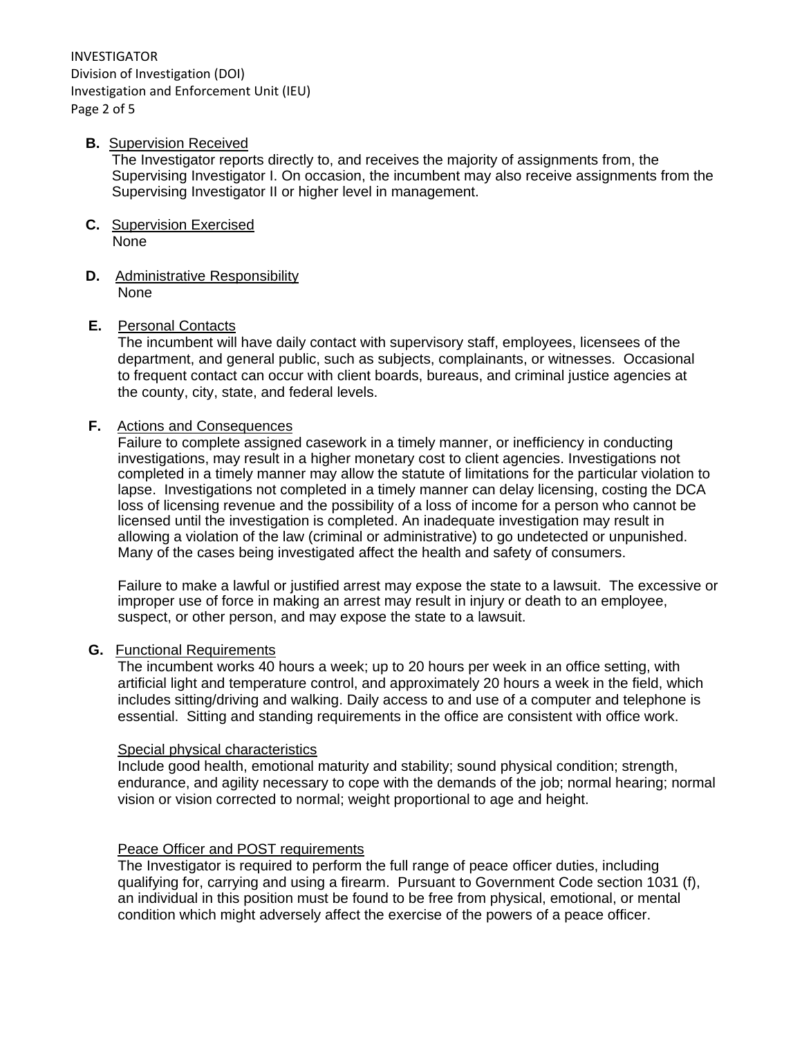**B.** <u>Supervision Received</u>

The Investigator reports directly to, and receives the majority of assignments from, the Supervising Investigator I. On occasion, the incumbent may also receive assignments from the Supervising Investigator II or higher level in management.

**C.** <u>Supervision Exercised</u>

None

**D.** <u>Administrative Responsibility</u>

None

**E.** <u>Personal Contacts</u>

The incumbent will have daily contact with supervisory staff, employees, licensees of the department, and general public, such as subjects, complainants, or witnesses. Occasional to frequent contact can occur with client boards, bureaus, and criminal justice agencies at the county, city, state, and federal levels.

**F.** <u>Actions and Consequences</u>

Failure to complete assigned casework in a timely manner, or inefficiency in conducting investigations, may result in a higher monetary cost to client agencies. Investigations not completed in a timely manner may allow the statute of limitations for the particular violation to lapse. Investigations not completed in a timely manner can delay licensing, costing the DCA loss of licensing revenue and the possibility of a loss of income for a person who cannot be licensed until the investigation is completed. An inadequate investigation may result in allowing a violation of the law (criminal or administrative) to go undetected or unpunished. Many of the cases being investigated affect the health and safety of consumers.

Failure to make a lawful or justified arrest may expose the state to a lawsuit. The excessive or improper use of force in making an arrest may result in injury or death to an employee, suspect, or other person, and may expose the state to a lawsuit.

**G.** <u>Functional Requirements</u>

The incumbent works 40 hours a week; up to 20 hours per week in an office setting, with artificial light and temperature control, and approximately 20 hours a week in the field, which includes sitting/driving and walking. Daily access to and use of a computer and telephone is essential. Sitting and standing requirements in the office are consistent with office work.

<u>Special physical characteristics</u>

Include good health, emotional maturity and stability; sound physical condition; strength, endurance, and agility necessary to cope with the demands of the job; normal hearing; normal vision or vision corrected to normal; weight proportional to age and height.

<u>Peace Officer and POST requirements</u>

The Investigator is required to perform the full range of peace officer duties, including qualifying for, carrying and using a firearm. Pursuant to Government Code section 1031 (f), an individual in this position must be found to be free from physical, emotional, or mental condition which might adversely affect the exercise of the powers of a peace officer.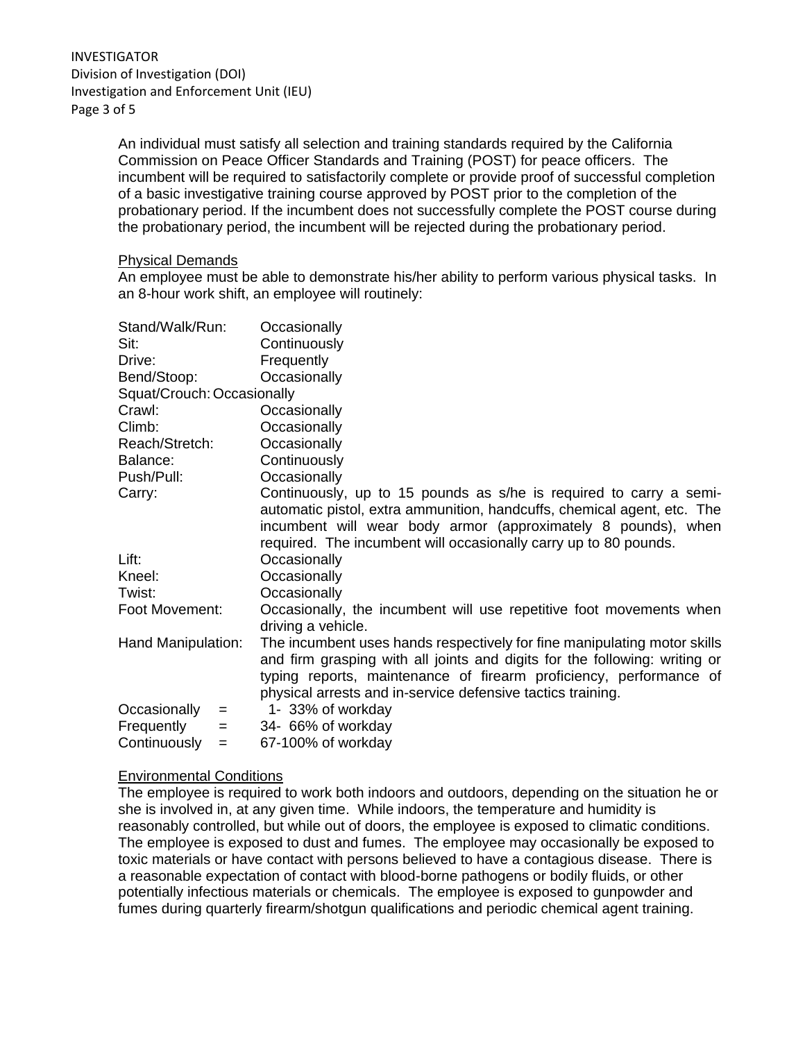An individual must satisfy all selection and training standards required by the California Commission on Peace Officer Standards and Training (POST) for peace officers. The incumbent will be required to satisfactorily complete or provide proof of successful completion of a basic investigative training course approved by POST prior to the completion of the probationary period. If the incumbent does not successfully complete the POST course during the probationary period, the incumbent will be rejected during the probationary period.

Physical Demands

An employee must be able to demonstrate his/her ability to perform various physical tasks. In an 8-hour work shift, an employee will routinely:

| | |
|---|---|
| Stand/Walk/Run: | Occasionally |
| Sit: | Continuously |
| Drive: | Frequently |
| Bend/Stoop: | Occasionally |
| Squat/Crouch: | Occasionally |
| Crawl: | Occasionally |
| Climb: | Occasionally |
| Reach/Stretch: | Occasionally |
| Balance: | Continuously |
| Push/Pull: | Occasionally |
| Carry: | Continuously, up to 15 pounds as s/he is required to carry a semi-automatic pistol, extra ammunition, handcuffs, chemical agent, etc. The incumbent will wear body armor (approximately 8 pounds), when required. The incumbent will occasionally carry up to 80 pounds. |
| Lift: | Occasionally |
| Kneel: | Occasionally |
| Twist: | Occasionally |
| Foot Movement: | Occasionally, the incumbent will use repetitive foot movements when driving a vehicle. |
| Hand Manipulation: | The incumbent uses hands respectively for fine manipulating motor skills and firm grasping with all joints and digits for the following: writing or typing reports, maintenance of firearm proficiency, performance of physical arrests and in-service defensive tactics training. |
| Occasionally = | 1- 33% of workday |
| Frequently = | 34- 66% of workday |
| Continuously = | 67-100% of workday |

Environmental Conditions

The employee is required to work both indoors and outdoors, depending on the situation he or she is involved in, at any given time. While indoors, the temperature and humidity is reasonably controlled, but while out of doors, the employee is exposed to climatic conditions. The employee is exposed to dust and fumes. The employee may occasionally be exposed to toxic materials or have contact with persons believed to have a contagious disease. There is a reasonable expectation of contact with blood-borne pathogens or bodily fluids, or other potentially infectious materials or chemicals. The employee is exposed to gunpowder and fumes during quarterly firearm/shotgun qualifications and periodic chemical agent training.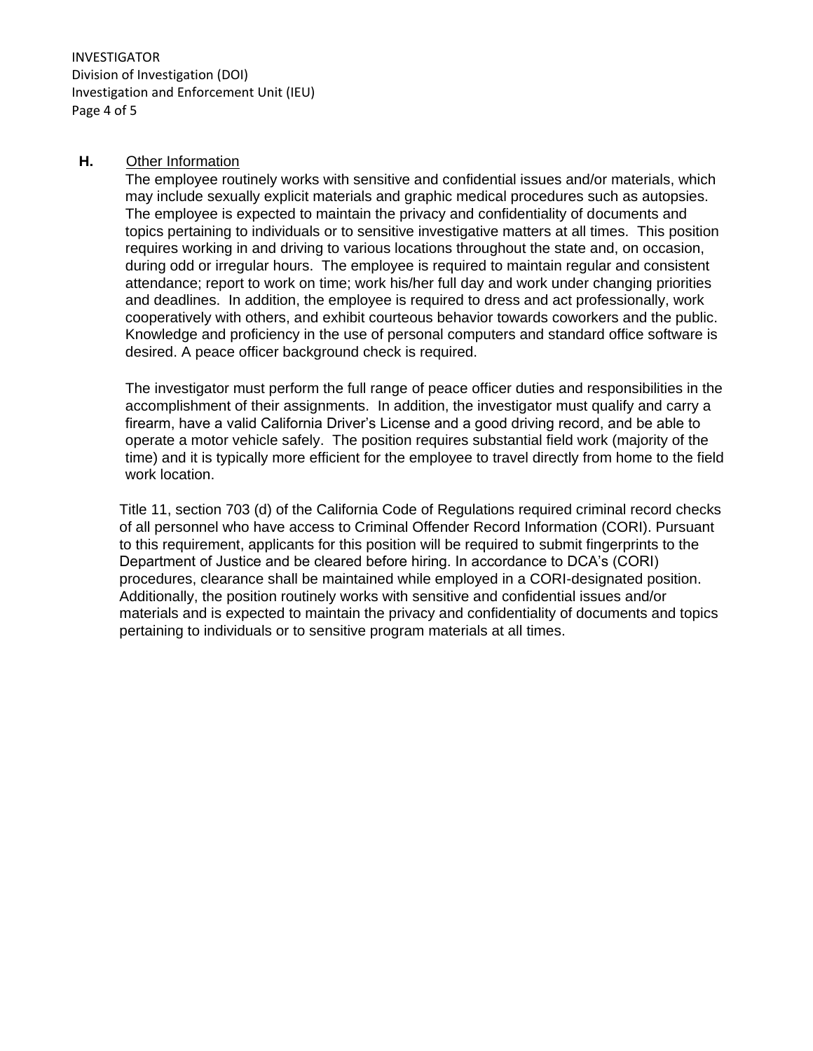**H.** <u>Other Information</u>

The employee routinely works with sensitive and confidential issues and/or materials, which may include sexually explicit materials and graphic medical procedures such as autopsies. The employee is expected to maintain the privacy and confidentiality of documents and topics pertaining to individuals or to sensitive investigative matters at all times. This position requires working in and driving to various locations throughout the state and, on occasion, during odd or irregular hours. The employee is required to maintain regular and consistent attendance; report to work on time; work his/her full day and work under changing priorities and deadlines. In addition, the employee is required to dress and act professionally, work cooperatively with others, and exhibit courteous behavior towards coworkers and the public. Knowledge and proficiency in the use of personal computers and standard office software is desired. A peace officer background check is required.

The investigator must perform the full range of peace officer duties and responsibilities in the accomplishment of their assignments. In addition, the investigator must qualify and carry a firearm, have a valid California Driver's License and a good driving record, and be able to operate a motor vehicle safely. The position requires substantial field work (majority of the time) and it is typically more efficient for the employee to travel directly from home to the field work location.

Title 11, section 703 (d) of the California Code of Regulations required criminal record checks of all personnel who have access to Criminal Offender Record Information (CORI). Pursuant to this requirement, applicants for this position will be required to submit fingerprints to the Department of Justice and be cleared before hiring. In accordance to DCA's (CORI) procedures, clearance shall be maintained while employed in a CORI-designated position. Additionally, the position routinely works with sensitive and confidential issues and/or materials and is expected to maintain the privacy and confidentiality of documents and topics pertaining to individuals or to sensitive program materials at all times.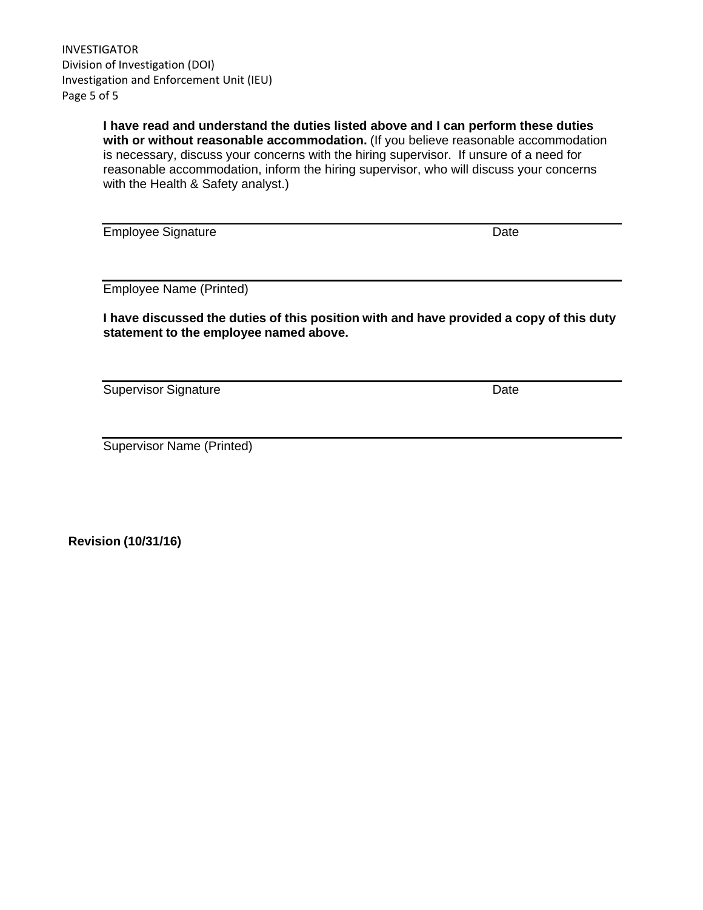**I have read and understand the duties listed above and I can perform these duties with or without reasonable accommodation.** (If you believe reasonable accommodation is necessary, discuss your concerns with the hiring supervisor. If unsure of a need for reasonable accommodation, inform the hiring supervisor, who will discuss your concerns with the Health & Safety analyst.)

Employee Signature                                                                 Date

Employee Name (Printed)

**I have discussed the duties of this position with and have provided a copy of this duty statement to the employee named above.**

Supervisor Signature                                                                 Date

Supervisor Name (Printed)

**Revision (10/31/16)**